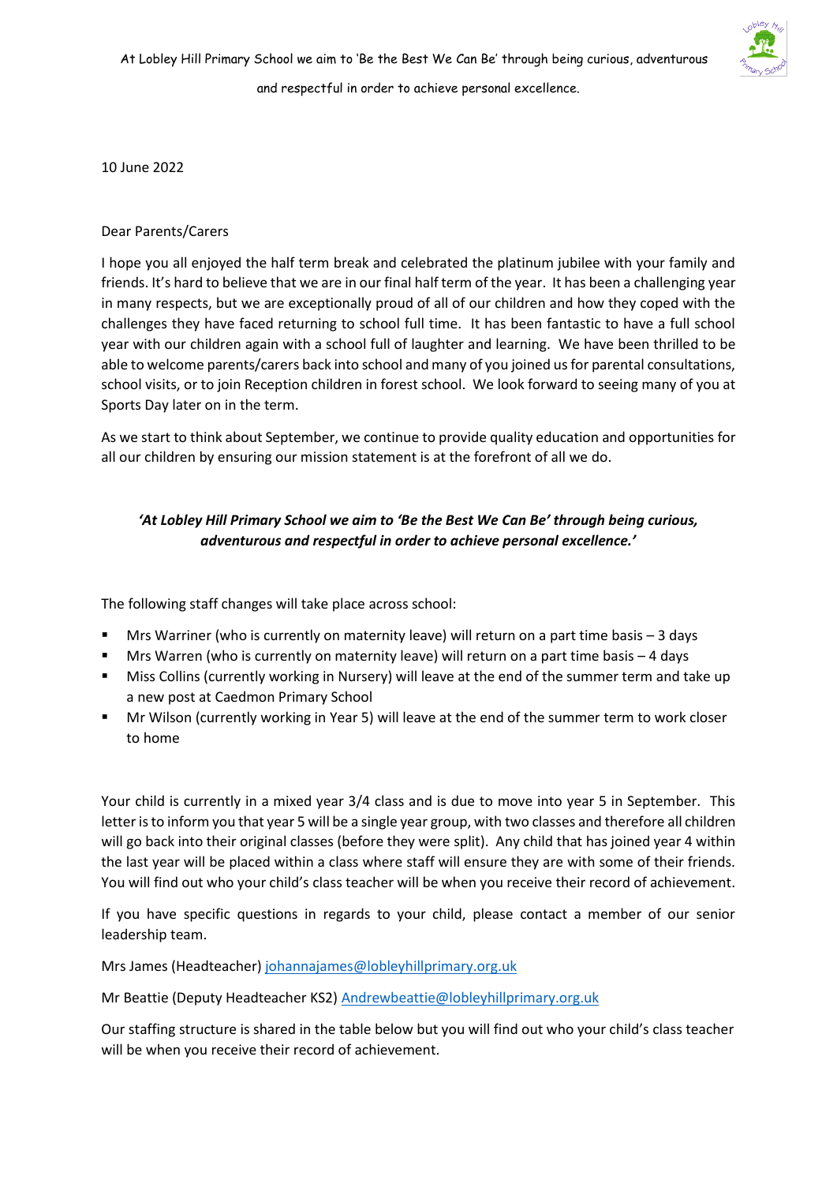At Lobley Hill Primary School we aim to 'Be the Best We Can Be' through being curious, adventurous and respectful in order to achieve personal excellence.

10 June 2022

Dear Parents/Carers

I hope you all enjoyed the half term break and celebrated the platinum jubilee with your family and friends. It's hard to believe that we are in our final half term of the year. It has been a challenging year in many respects, but we are exceptionally proud of all of our children and how they coped with the challenges they have faced returning to school full time. It has been fantastic to have a full school year with our children again with a school full of laughter and learning. We have been thrilled to be able to welcome parents/carers back into school and many of you joined us for parental consultations, school visits, or to join Reception children in forest school. We look forward to seeing many of you at Sports Day later on in the term.

As we start to think about September, we continue to provide quality education and opportunities for all our children by ensuring our mission statement is at the forefront of all we do.

***'At Lobley Hill Primary School we aim to 'Be the Best We Can Be' through being curious, adventurous and respectful in order to achieve personal excellence.'***

The following staff changes will take place across school:

- Mrs Warriner (who is currently on maternity leave) will return on a part time basis – 3 days
- Mrs Warren (who is currently on maternity leave) will return on a part time basis – 4 days
- Miss Collins (currently working in Nursery) will leave at the end of the summer term and take up a new post at Caedmon Primary School
- Mr Wilson (currently working in Year 5) will leave at the end of the summer term to work closer to home

Your child is currently in a mixed year 3/4 class and is due to move into year 5 in September. This letter is to inform you that year 5 will be a single year group, with two classes and therefore all children will go back into their original classes (before they were split). Any child that has joined year 4 within the last year will be placed within a class where staff will ensure they are with some of their friends. You will find out who your child's class teacher will be when you receive their record of achievement.

If you have specific questions in regards to your child, please contact a member of our senior leadership team.

Mrs James (Headteacher) johannajames@lobleyhillprimary.org.uk

Mr Beattie (Deputy Headteacher KS2) Andrewbeattie@lobleyhillprimary.org.uk

Our staffing structure is shared in the table below but you will find out who your child's class teacher will be when you receive their record of achievement.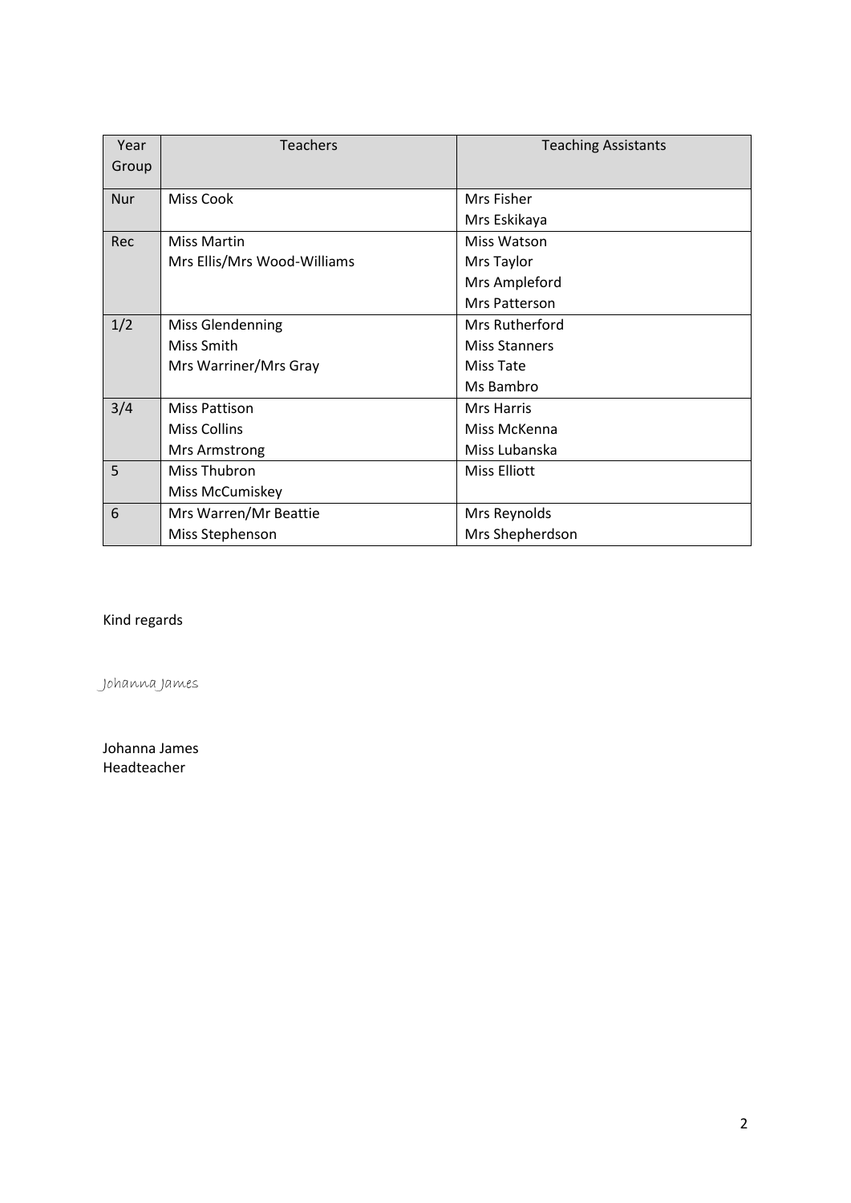| Year Group | Teachers | Teaching Assistants |
|---|---|---|
| Nur | Miss Cook | Mrs Fisher<br>Mrs Eskikaya |
| Rec | Miss Martin<br>Mrs Ellis/Mrs Wood-Williams | Miss Watson<br>Mrs Taylor<br>Mrs Ampleford<br>Mrs Patterson |
| 1/2 | Miss Glendenning<br>Miss Smith<br>Mrs Warriner/Mrs Gray | Mrs Rutherford<br>Miss Stanners<br>Miss Tate<br>Ms Bambro |
| 3/4 | Miss Pattison<br>Miss Collins<br>Mrs Armstrong | Mrs Harris<br>Miss McKenna<br>Miss Lubanska |
| 5 | Miss Thubron<br>Miss McCumiskey | Miss Elliott |
| 6 | Mrs Warren/Mr Beattie<br>Miss Stephenson | Mrs Reynolds<br>Mrs Shepherdson |

Kind regards

*Johanna James*

Johanna James
Headteacher